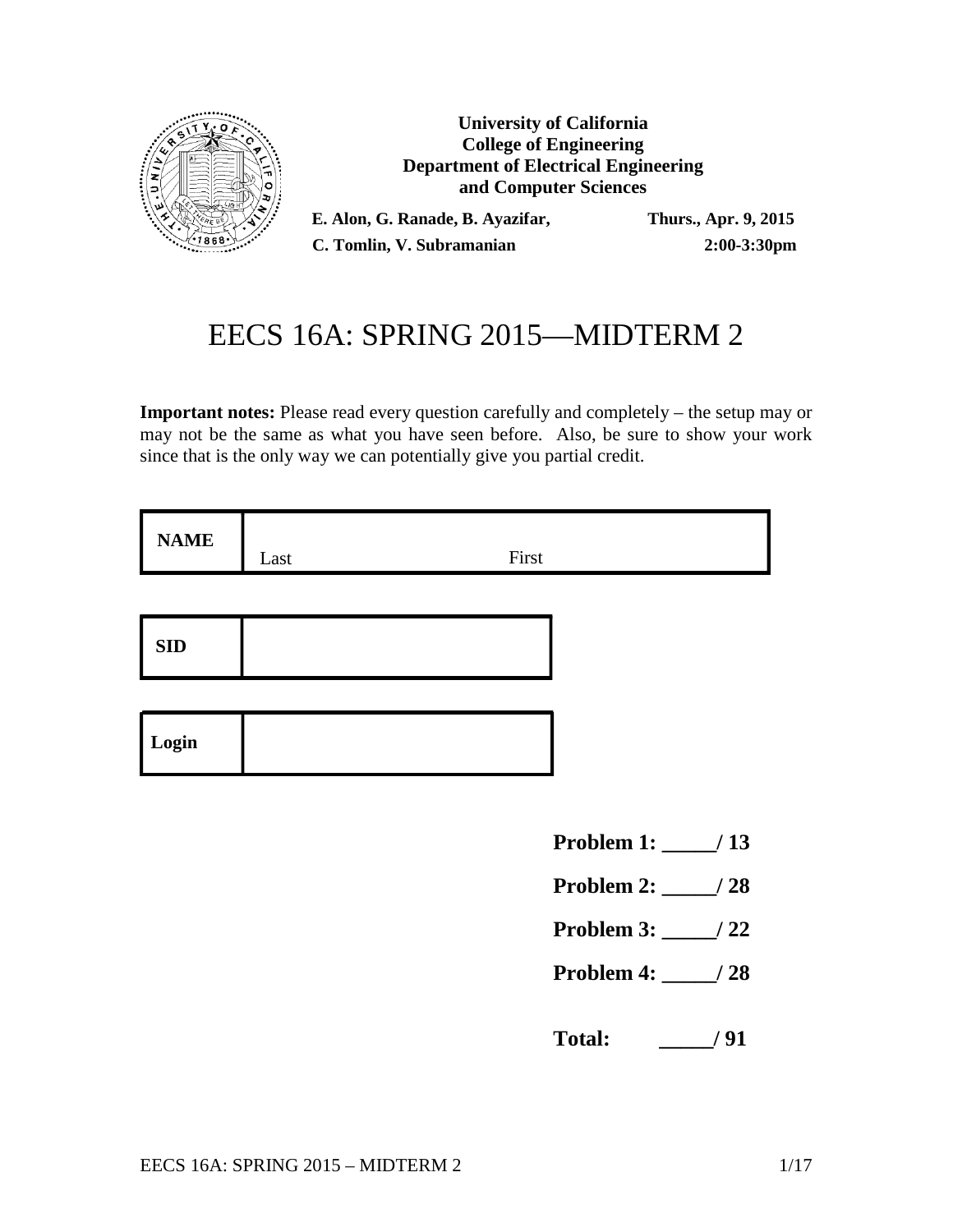**University of California**
**College of Engineering**
**Department of Electrical Engineering**
**and Computer Sciences**

**E. Alon, G. Ranade, B. Ayazifar,** **Thurs., Apr. 9, 2015**
**C. Tomlin, V. Subramanian** **2:00-3:30pm**

# EECS 16A: SPRING 2015—MIDTERM 2

**Important notes:** Please read every question carefully and completely – the setup may or may not be the same as what you have seen before. Also, be sure to show your work since that is the only way we can potentially give you partial credit.

| **NAME** | Last First |
|---|---|

| **SID** | |
|---|---|

| **Login** | |
|---|---|

**Problem 1: _____/ 13**

**Problem 2: _____/ 28**

**Problem 3: _____/ 22**

**Problem 4: _____/ 28**

**Total: _____/ 91**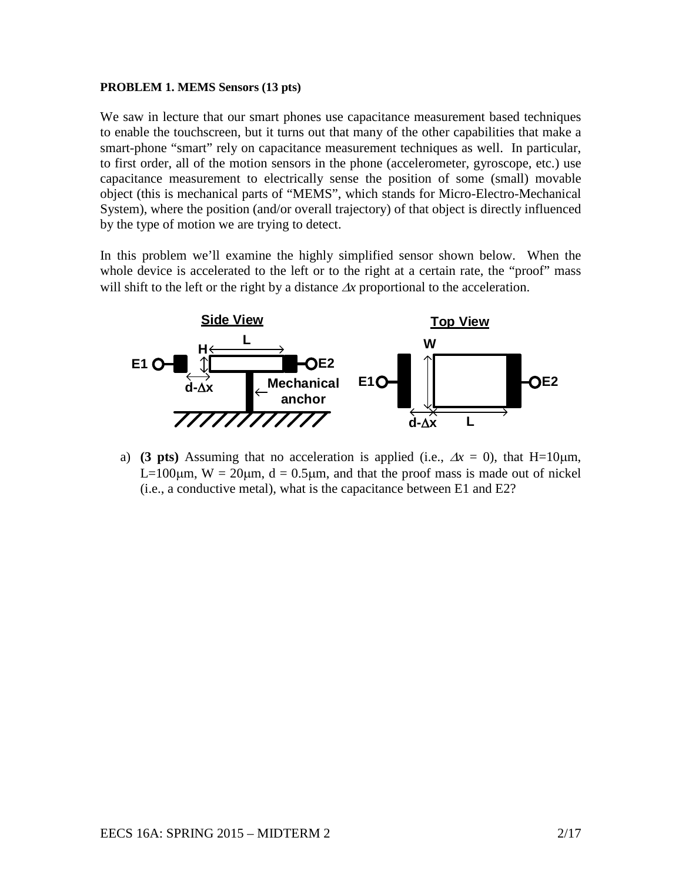**PROBLEM 1. MEMS Sensors (13 pts)**

We saw in lecture that our smart phones use capacitance measurement based techniques to enable the touchscreen, but it turns out that many of the other capabilities that make a smart-phone "smart" rely on capacitance measurement techniques as well. In particular, to first order, all of the motion sensors in the phone (accelerometer, gyroscope, etc.) use capacitance measurement to electrically sense the position of some (small) movable object (this is mechanical parts of "MEMS", which stands for Micro-Electro-Mechanical System), where the position (and/or overall trajectory) of that object is directly influenced by the type of motion we are trying to detect.

In this problem we'll examine the highly simplified sensor shown below. When the whole device is accelerated to the left or to the right at a certain rate, the "proof" mass will shift to the left or the right by a distance $\Delta x$ proportional to the acceleration.

**Side View** — labels: E1, H, L, E2, $d-\Delta x$, Mechanical anchor

**Top View** — labels: W, E1, E2, $d-\Delta x$, L

a) **(3 pts)** Assuming that no acceleration is applied (i.e., $\Delta x = 0$), that H=10μm, L=100μm, W = 20μm, d = 0.5μm, and that the proof mass is made out of nickel (i.e., a conductive metal), what is the capacitance between E1 and E2?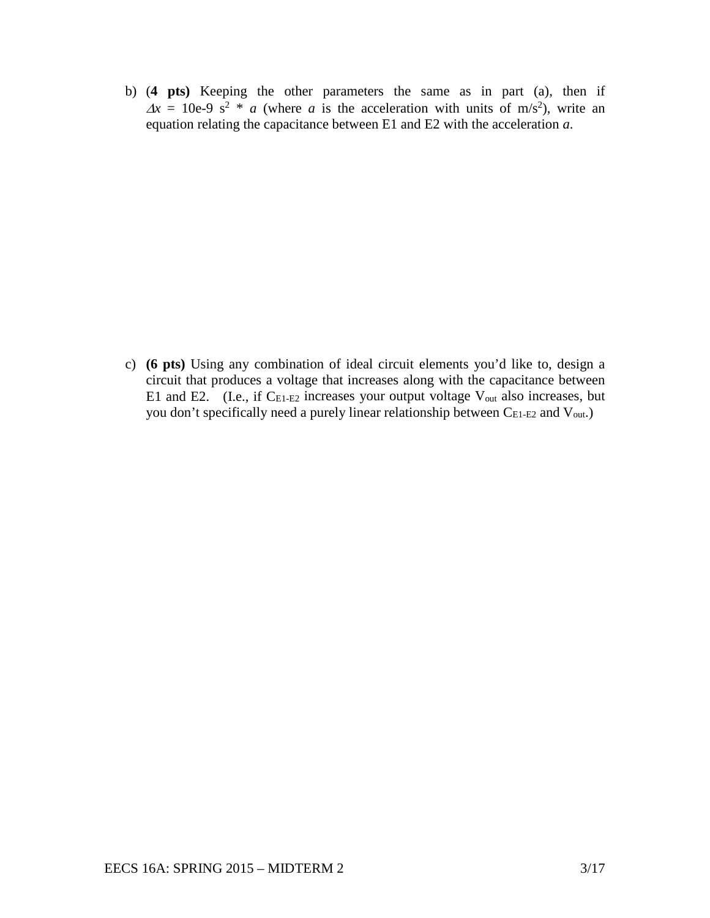b) (**4 pts**) Keeping the other parameters the same as in part (a), then if $\Delta x$ = 10e-9 $s^2$ * $a$ (where $a$ is the acceleration with units of $m/s^2$), write an equation relating the capacitance between E1 and E2 with the acceleration $a$.

c) **(6 pts)** Using any combination of ideal circuit elements you'd like to, design a circuit that produces a voltage that increases along with the capacitance between E1 and E2. (I.e., if $C_{E1\text{-}E2}$ increases your output voltage $V_{out}$ also increases, but you don't specifically need a purely linear relationship between $C_{E1\text{-}E2}$ and $V_{out}$.)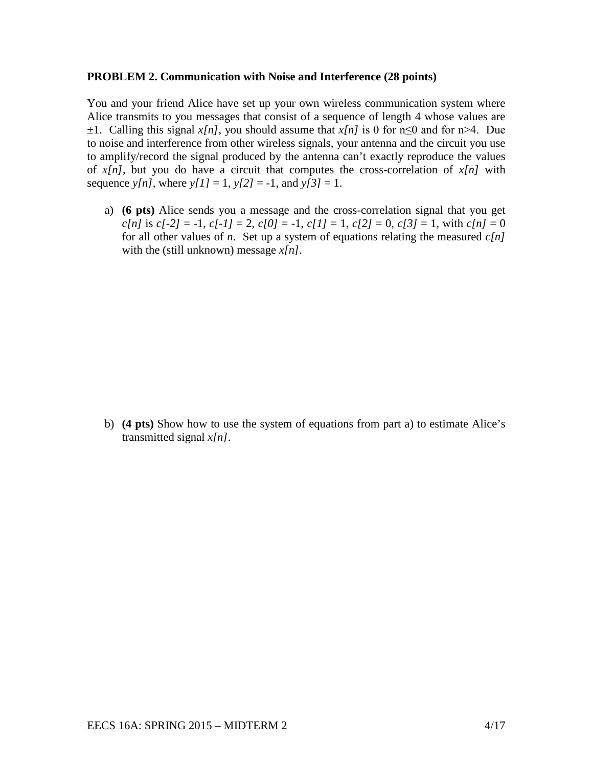**PROBLEM 2. Communication with Noise and Interference (28 points)**

You and your friend Alice have set up your own wireless communication system where Alice transmits to you messages that consist of a sequence of length 4 whose values are $\pm 1$. Calling this signal $x[n]$, you should assume that $x[n]$ is 0 for $n \leq 0$ and for $n > 4$. Due to noise and interference from other wireless signals, your antenna and the circuit you use to amplify/record the signal produced by the antenna can't exactly reproduce the values of $x[n]$, but you do have a circuit that computes the cross-correlation of $x[n]$ with sequence $y[n]$, where $y[1] = 1$, $y[2] = -1$, and $y[3] = 1$.

a) **(6 pts)** Alice sends you a message and the cross-correlation signal that you get $c[n]$ is $c[-2] = -1$, $c[-1] = 2$, $c[0] = -1$, $c[1] = 1$, $c[2] = 0$, $c[3] = 1$, with $c[n] = 0$ for all other values of $n$. Set up a system of equations relating the measured $c[n]$ with the (still unknown) message $x[n]$.

b) **(4 pts)** Show how to use the system of equations from part a) to estimate Alice's transmitted signal $x[n]$.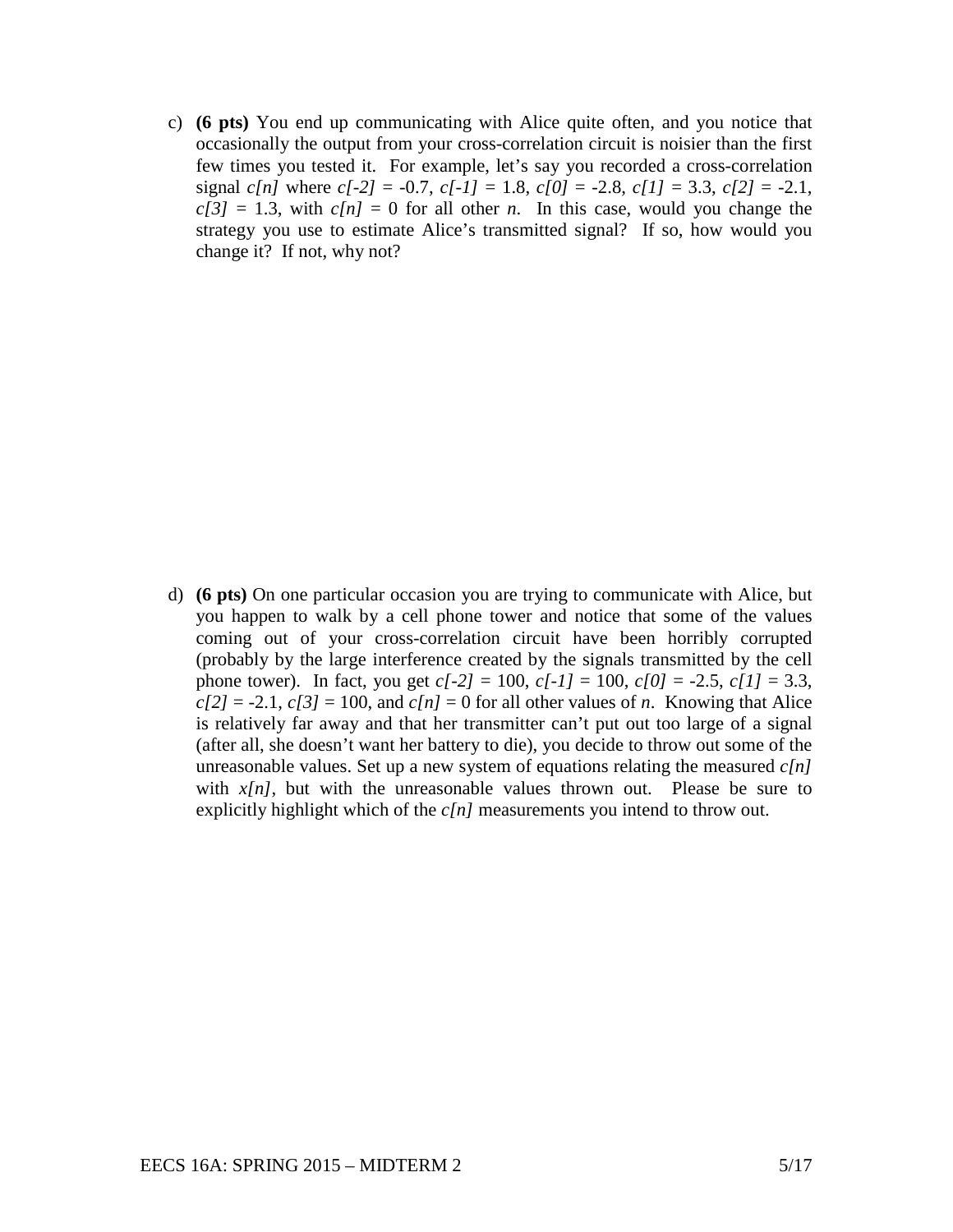c) **(6 pts)** You end up communicating with Alice quite often, and you notice that occasionally the output from your cross-correlation circuit is noisier than the first few times you tested it. For example, let's say you recorded a cross-correlation signal $c[n]$ where $c[-2] = -0.7$, $c[-1] = 1.8$, $c[0] = -2.8$, $c[1] = 3.3$, $c[2] = -2.1$, $c[3] = 1.3$, with $c[n] = 0$ for all other $n$. In this case, would you change the strategy you use to estimate Alice's transmitted signal? If so, how would you change it? If not, why not?

d) **(6 pts)** On one particular occasion you are trying to communicate with Alice, but you happen to walk by a cell phone tower and notice that some of the values coming out of your cross-correlation circuit have been horribly corrupted (probably by the large interference created by the signals transmitted by the cell phone tower). In fact, you get $c[-2] = 100$, $c[-1] = 100$, $c[0] = -2.5$, $c[1] = 3.3$, $c[2] = -2.1$, $c[3] = 100$, and $c[n] = 0$ for all other values of $n$. Knowing that Alice is relatively far away and that her transmitter can't put out too large of a signal (after all, she doesn't want her battery to die), you decide to throw out some of the unreasonable values. Set up a new system of equations relating the measured $c[n]$ with $x[n]$, but with the unreasonable values thrown out. Please be sure to explicitly highlight which of the $c[n]$ measurements you intend to throw out.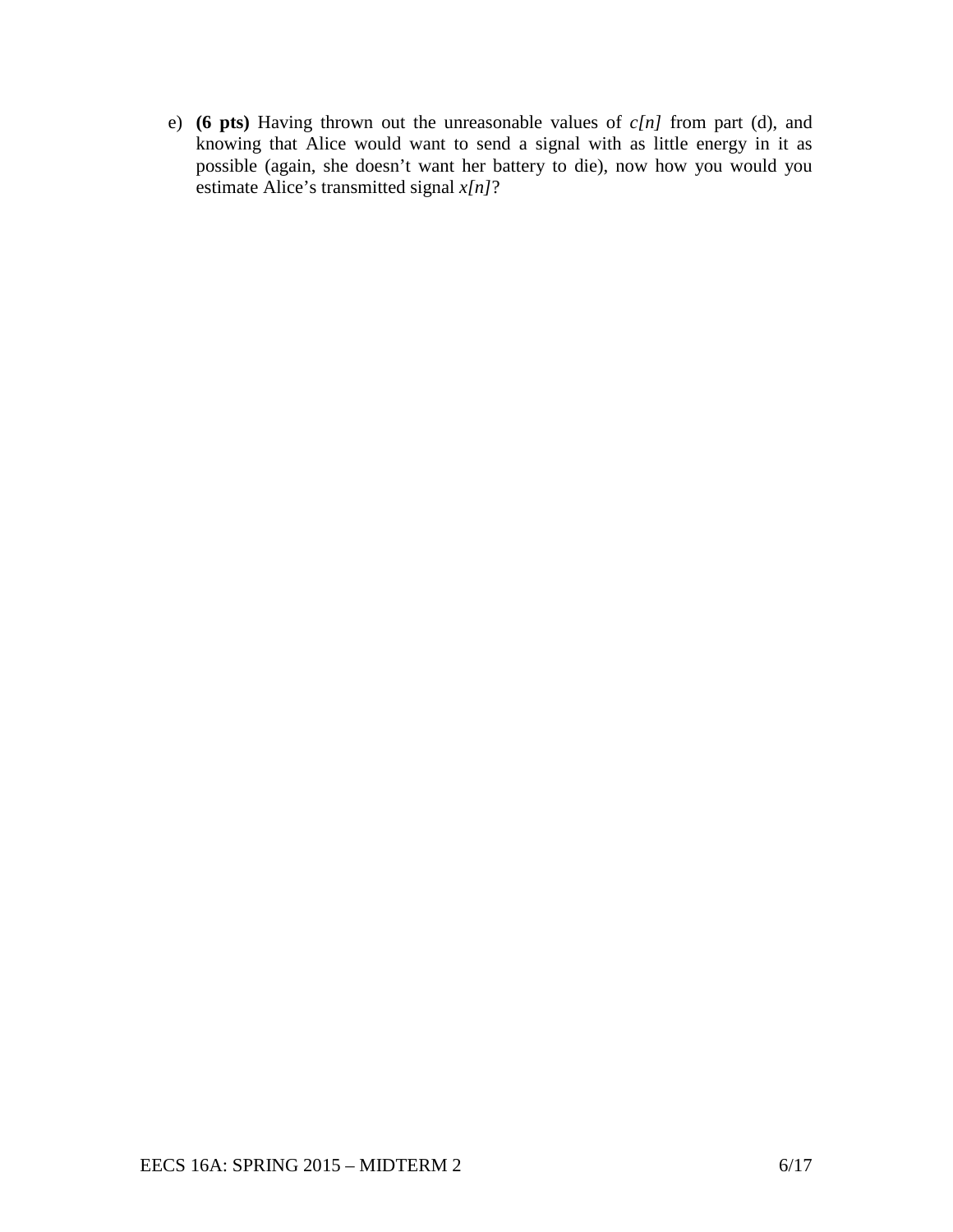e) **(6 pts)** Having thrown out the unreasonable values of *c[n]* from part (d), and knowing that Alice would want to send a signal with as little energy in it as possible (again, she doesn't want her battery to die), now how you would you estimate Alice's transmitted signal *x[n]*?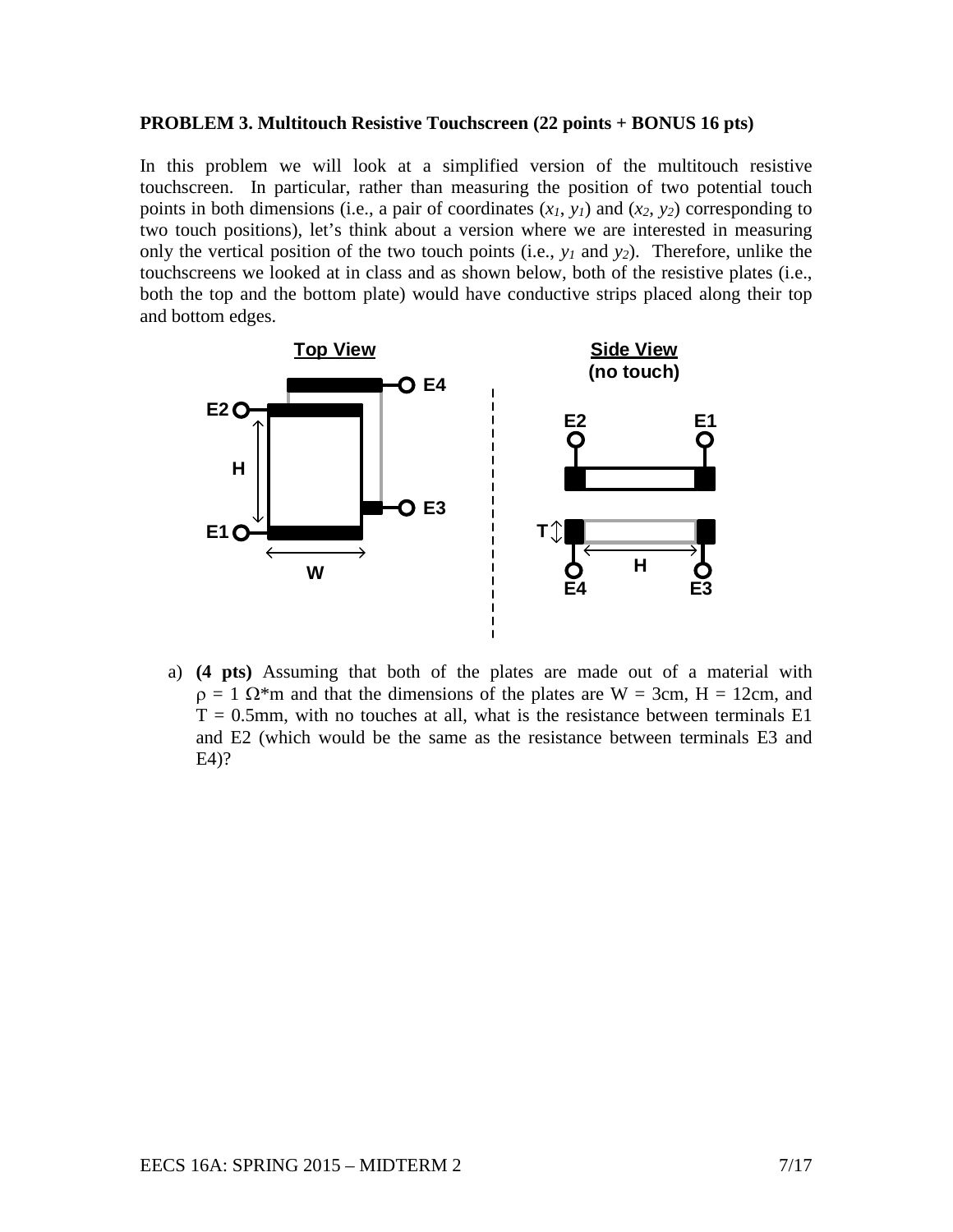**PROBLEM 3. Multitouch Resistive Touchscreen (22 points + BONUS 16 pts)**

In this problem we will look at a simplified version of the multitouch resistive touchscreen. In particular, rather than measuring the position of two potential touch points in both dimensions (i.e., a pair of coordinates ($x_1$, $y_1$) and ($x_2$, $y_2$) corresponding to two touch positions), let's think about a version where we are interested in measuring only the vertical position of the two touch points (i.e., $y_1$ and $y_2$). Therefore, unlike the touchscreens we looked at in class and as shown below, both of the resistive plates (i.e., both the top and the bottom plate) would have conductive strips placed along their top and bottom edges.

**Top View** | **Side View (no touch)**

E2, E4, H, E3, E1, W | E2, E1, T, H, E4, E3

a) **(4 pts)** Assuming that both of the plates are made out of a material with $\rho = 1\ \Omega$*m and that the dimensions of the plates are W = 3cm, H = 12cm, and T = 0.5mm, with no touches at all, what is the resistance between terminals E1 and E2 (which would be the same as the resistance between terminals E3 and E4)?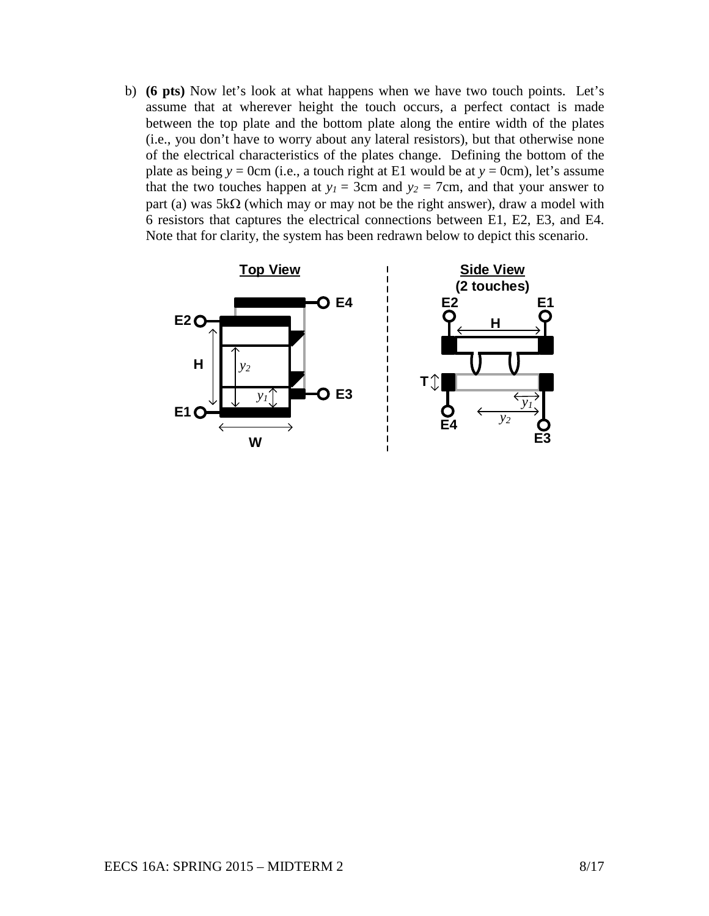b) **(6 pts)** Now let's look at what happens when we have two touch points. Let's assume that at wherever height the touch occurs, a perfect contact is made between the top plate and the bottom plate along the entire width of the plates (i.e., you don't have to worry about any lateral resistors), but that otherwise none of the electrical characteristics of the plates change. Defining the bottom of the plate as being $y = 0$cm (i.e., a touch right at E1 would be at $y = 0$cm), let's assume that the two touches happen at $y_1 = 3$cm and $y_2 = 7$cm, and that your answer to part (a) was 5kΩ (which may or may not be the right answer), draw a model with 6 resistors that captures the electrical connections between E1, E2, E3, and E4. Note that for clarity, the system has been redrawn below to depict this scenario.

**Top View**

**Side View (2 touches)**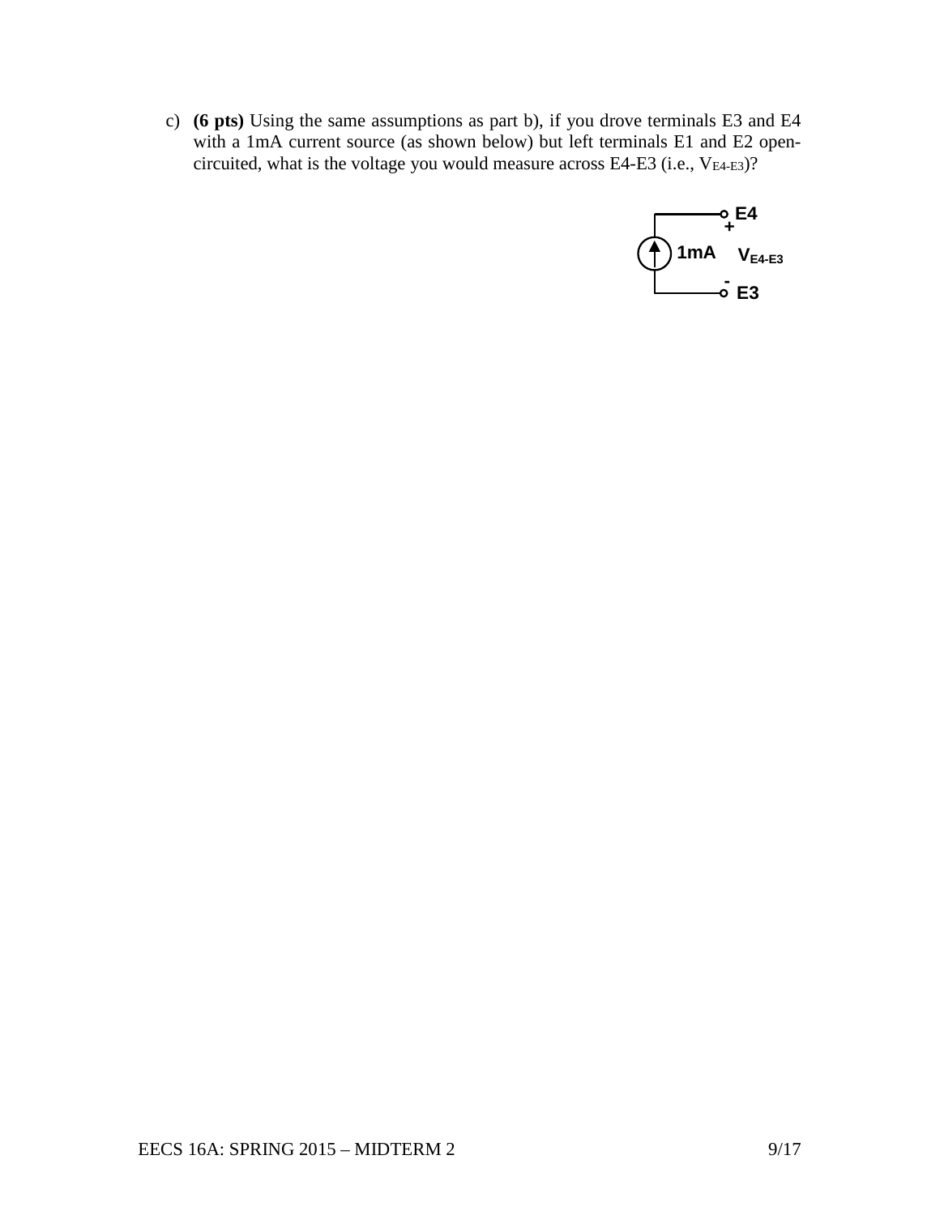c) **(6 pts)** Using the same assumptions as part b), if you drove terminals E3 and E4 with a 1mA current source (as shown below) but left terminals E1 and E2 open-circuited, what is the voltage you would measure across E4-E3 (i.e., $V_{E4-E3}$)?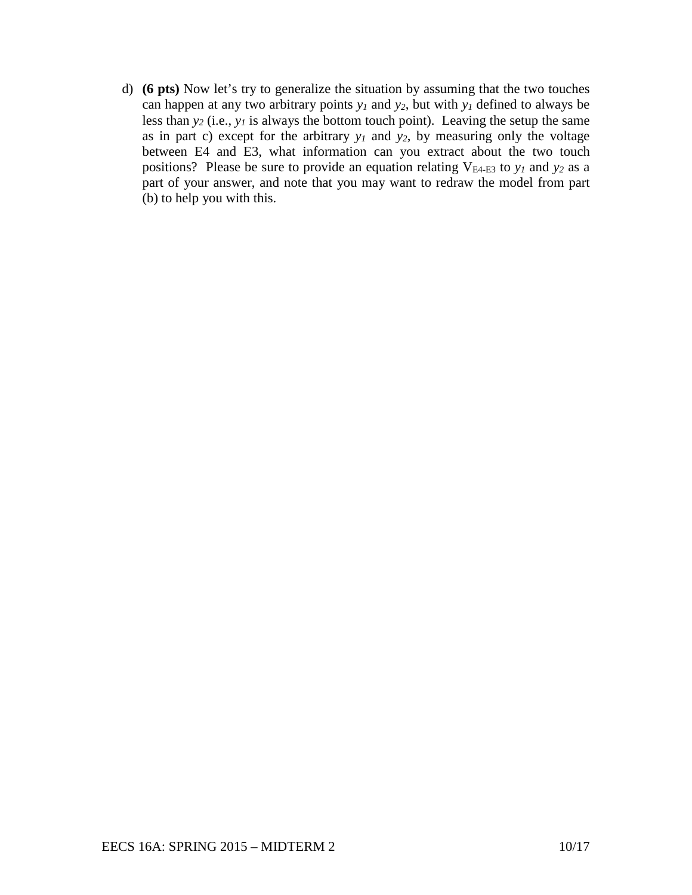d) **(6 pts)** Now let's try to generalize the situation by assuming that the two touches can happen at any two arbitrary points $y_1$ and $y_2$, but with $y_1$ defined to always be less than $y_2$ (i.e., $y_1$ is always the bottom touch point). Leaving the setup the same as in part c) except for the arbitrary $y_1$ and $y_2$, by measuring only the voltage between E4 and E3, what information can you extract about the two touch positions? Please be sure to provide an equation relating $V_{E4\text{-}E3}$ to $y_1$ and $y_2$ as a part of your answer, and note that you may want to redraw the model from part (b) to help you with this.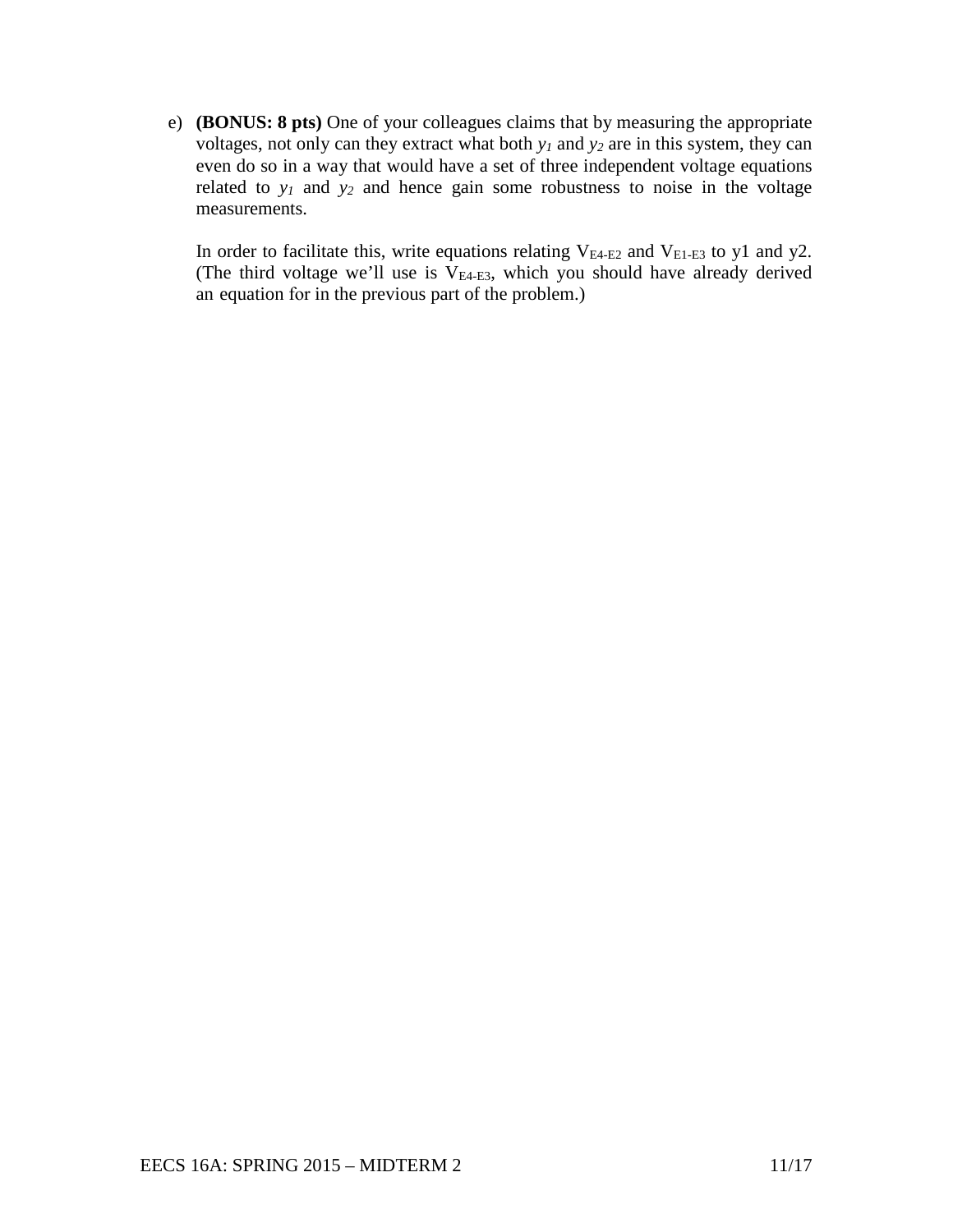e) **(BONUS: 8 pts)** One of your colleagues claims that by measuring the appropriate voltages, not only can they extract what both $y_1$ and $y_2$ are in this system, they can even do so in a way that would have a set of three independent voltage equations related to $y_1$ and $y_2$ and hence gain some robustness to noise in the voltage measurements.

In order to facilitate this, write equations relating $V_{E4-E2}$ and $V_{E1-E3}$ to y1 and y2. (The third voltage we'll use is $V_{E4-E3}$, which you should have already derived an equation for in the previous part of the problem.)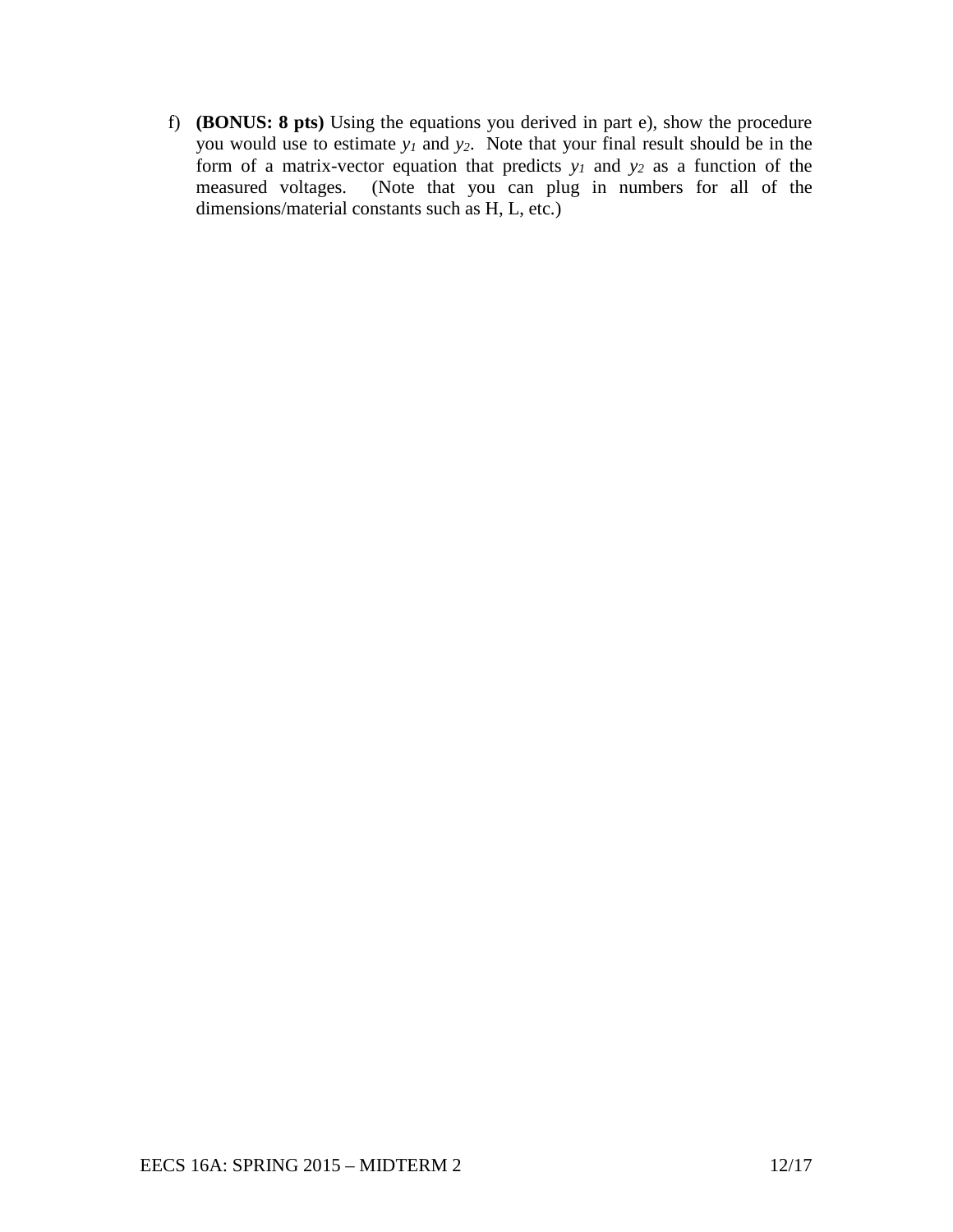f) **(BONUS: 8 pts)** Using the equations you derived in part e), show the procedure you would use to estimate $y_1$ and $y_2$. Note that your final result should be in the form of a matrix-vector equation that predicts $y_1$ and $y_2$ as a function of the measured voltages. (Note that you can plug in numbers for all of the dimensions/material constants such as H, L, etc.)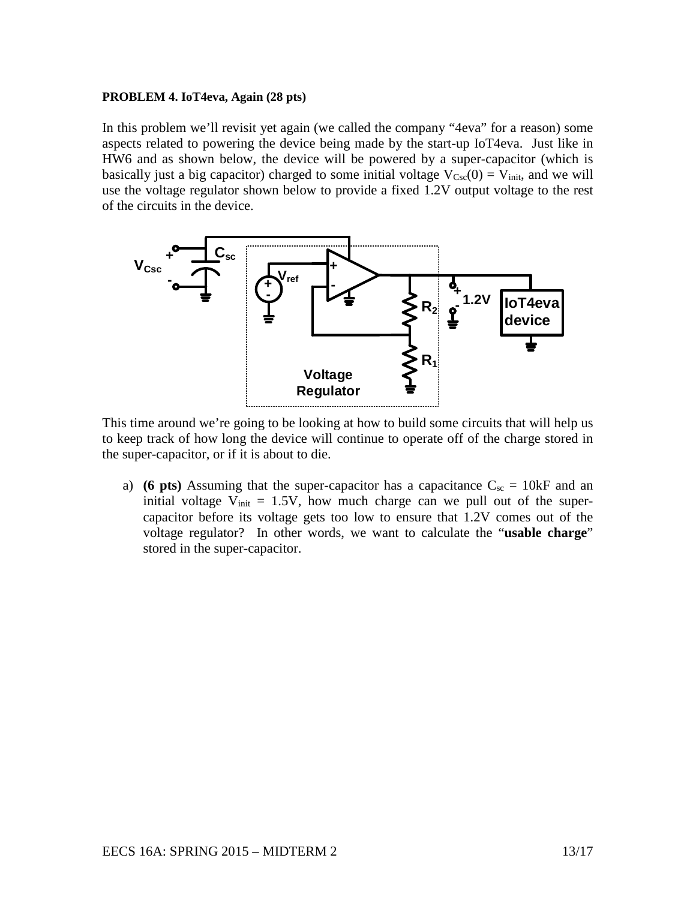**PROBLEM 4. IoT4eva, Again (28 pts)**

In this problem we'll revisit yet again (we called the company "4eva" for a reason) some aspects related to powering the device being made by the start-up IoT4eva. Just like in HW6 and as shown below, the device will be powered by a super-capacitor (which is basically just a big capacitor) charged to some initial voltage $V_{Csc}(0) = V_{init}$, and we will use the voltage regulator shown below to provide a fixed 1.2V output voltage to the rest of the circuits in the device.

This time around we're going to be looking at how to build some circuits that will help us to keep track of how long the device will continue to operate off of the charge stored in the super-capacitor, or if it is about to die.

a) **(6 pts)** Assuming that the super-capacitor has a capacitance $C_{sc}$ = 10kF and an initial voltage $V_{init}$ = 1.5V, how much charge can we pull out of the super-capacitor before its voltage gets too low to ensure that 1.2V comes out of the voltage regulator? In other words, we want to calculate the "**usable charge**" stored in the super-capacitor.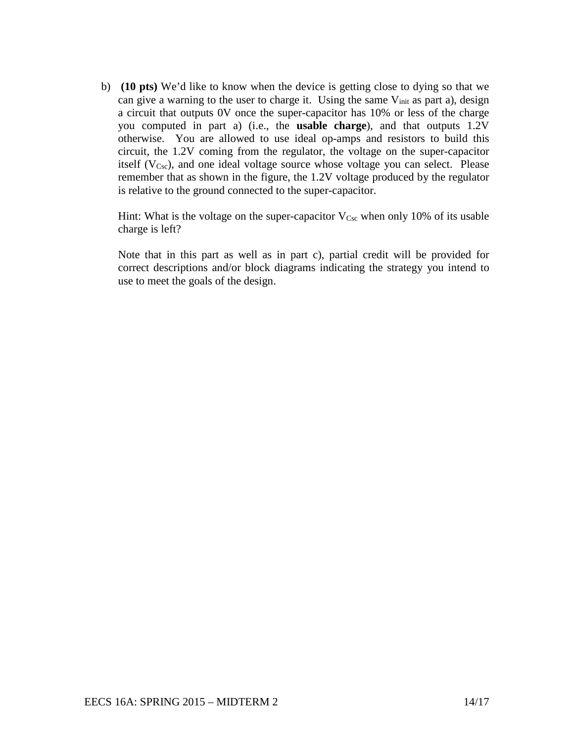b) **(10 pts)** We'd like to know when the device is getting close to dying so that we can give a warning to the user to charge it. Using the same $V_{init}$ as part a), design a circuit that outputs 0V once the super-capacitor has 10% or less of the charge you computed in part a) (i.e., the **usable charge**), and that outputs 1.2V otherwise. You are allowed to use ideal op-amps and resistors to build this circuit, the 1.2V coming from the regulator, the voltage on the super-capacitor itself ($V_{Csc}$), and one ideal voltage source whose voltage you can select. Please remember that as shown in the figure, the 1.2V voltage produced by the regulator is relative to the ground connected to the super-capacitor.

Hint: What is the voltage on the super-capacitor $V_{Csc}$ when only 10% of its usable charge is left?

Note that in this part as well as in part c), partial credit will be provided for correct descriptions and/or block diagrams indicating the strategy you intend to use to meet the goals of the design.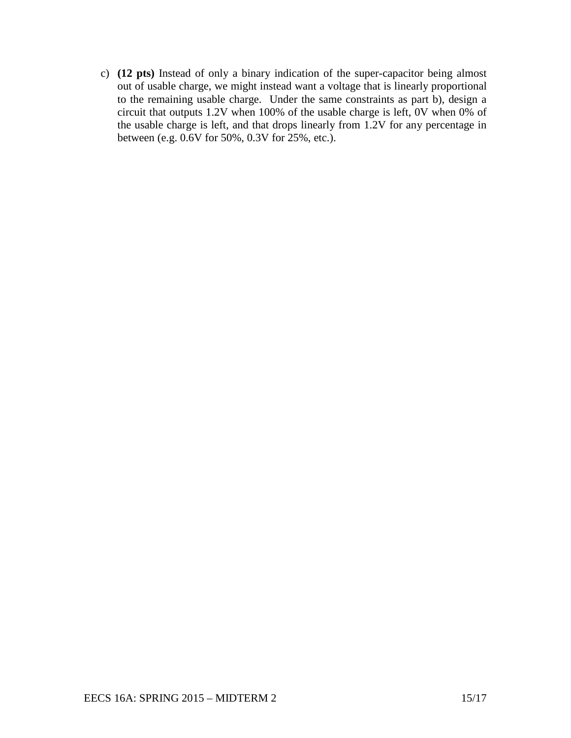c) **(12 pts)** Instead of only a binary indication of the super-capacitor being almost out of usable charge, we might instead want a voltage that is linearly proportional to the remaining usable charge. Under the same constraints as part b), design a circuit that outputs 1.2V when 100% of the usable charge is left, 0V when 0% of the usable charge is left, and that drops linearly from 1.2V for any percentage in between (e.g. 0.6V for 50%, 0.3V for 25%, etc.).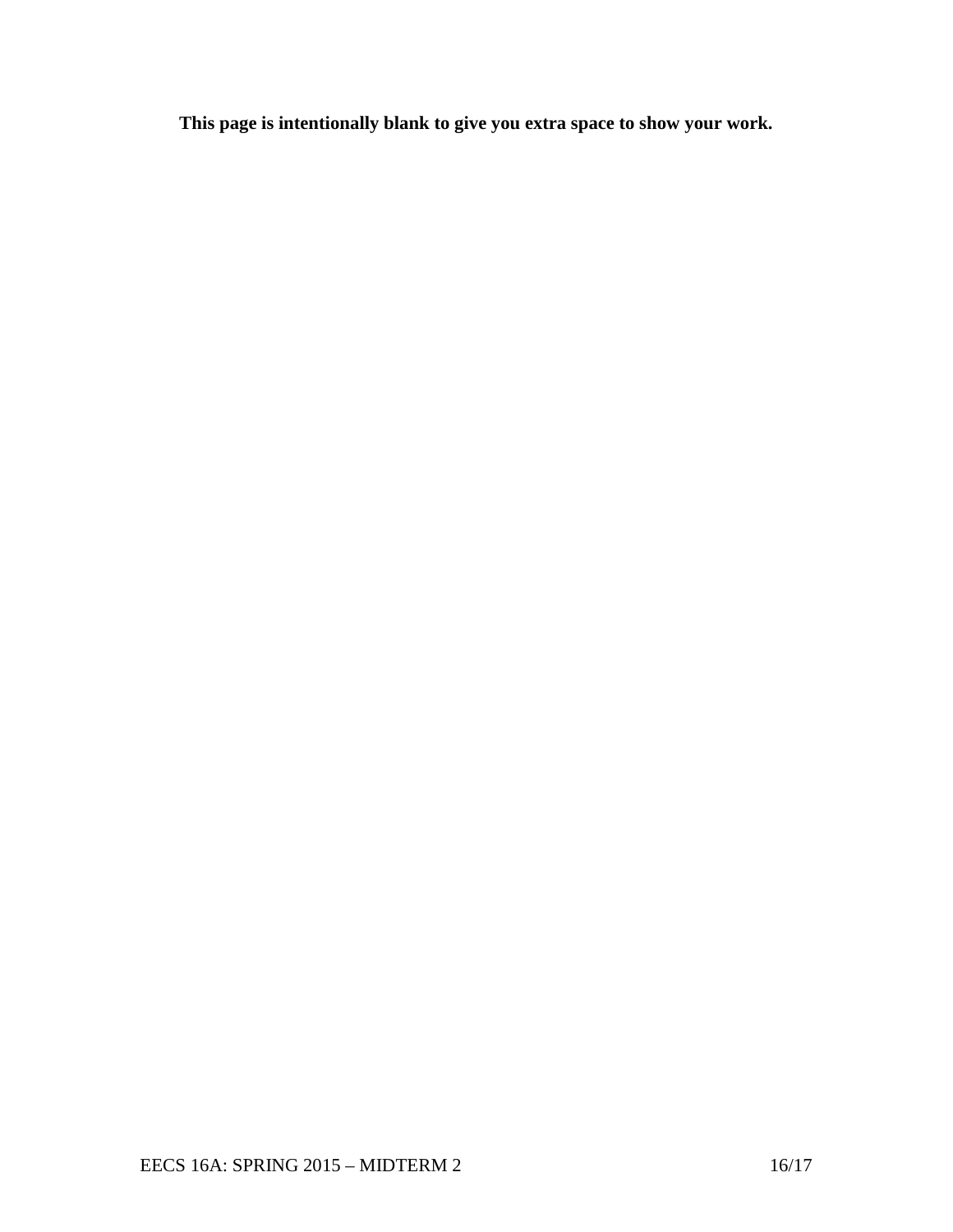**This page is intentionally blank to give you extra space to show your work.**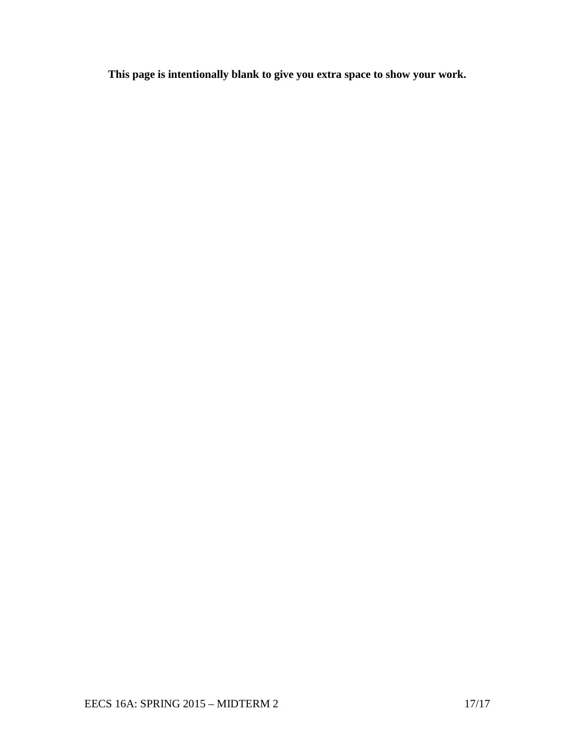**This page is intentionally blank to give you extra space to show your work.**